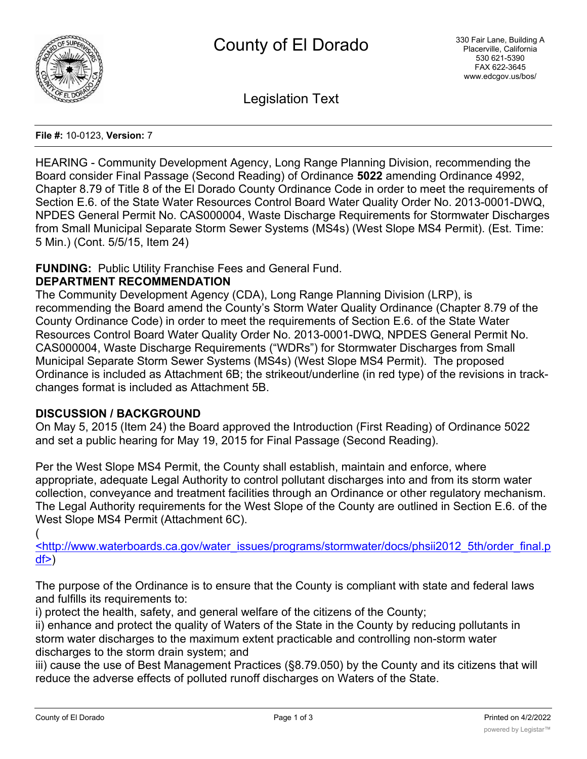# County of El Dorado

330 Fair Lane, Building A
Placerville, California
530 621-5390
FAX 622-3645
www.edcgov.us/bos/

## Legislation Text

**File #:** 10-0123, **Version:** 7

HEARING - Community Development Agency, Long Range Planning Division, recommending the Board consider Final Passage (Second Reading) of Ordinance **5022** amending Ordinance 4992, Chapter 8.79 of Title 8 of the El Dorado County Ordinance Code in order to meet the requirements of Section E.6. of the State Water Resources Control Board Water Quality Order No. 2013-0001-DWQ, NPDES General Permit No. CAS000004, Waste Discharge Requirements for Stormwater Discharges from Small Municipal Separate Storm Sewer Systems (MS4s) (West Slope MS4 Permit). (Est. Time: 5 Min.) (Cont. 5/5/15, Item 24)

**FUNDING:** Public Utility Franchise Fees and General Fund.

**DEPARTMENT RECOMMENDATION**

The Community Development Agency (CDA), Long Range Planning Division (LRP), is recommending the Board amend the County's Storm Water Quality Ordinance (Chapter 8.79 of the County Ordinance Code) in order to meet the requirements of Section E.6. of the State Water Resources Control Board Water Quality Order No. 2013-0001-DWQ, NPDES General Permit No. CAS000004, Waste Discharge Requirements ("WDRs") for Stormwater Discharges from Small Municipal Separate Storm Sewer Systems (MS4s) (West Slope MS4 Permit). The proposed Ordinance is included as Attachment 6B; the strikeout/underline (in red type) of the revisions in track-changes format is included as Attachment 5B.

**DISCUSSION / BACKGROUND**

On May 5, 2015 (Item 24) the Board approved the Introduction (First Reading) of Ordinance 5022 and set a public hearing for May 19, 2015 for Final Passage (Second Reading).

Per the West Slope MS4 Permit, the County shall establish, maintain and enforce, where appropriate, adequate Legal Authority to control pollutant discharges into and from its storm water collection, conveyance and treatment facilities through an Ordinance or other regulatory mechanism. The Legal Authority requirements for the West Slope of the County are outlined in Section E.6. of the West Slope MS4 Permit (Attachment 6C).
(<http://www.waterboards.ca.gov/water_issues/programs/stormwater/docs/phsii2012_5th/order_final.pdf>)

The purpose of the Ordinance is to ensure that the County is compliant with state and federal laws and fulfills its requirements to:
i) protect the health, safety, and general welfare of the citizens of the County;
ii) enhance and protect the quality of Waters of the State in the County by reducing pollutants in storm water discharges to the maximum extent practicable and controlling non-storm water discharges to the storm drain system; and
iii) cause the use of Best Management Practices (§8.79.050) by the County and its citizens that will reduce the adverse effects of polluted runoff discharges on Waters of the State.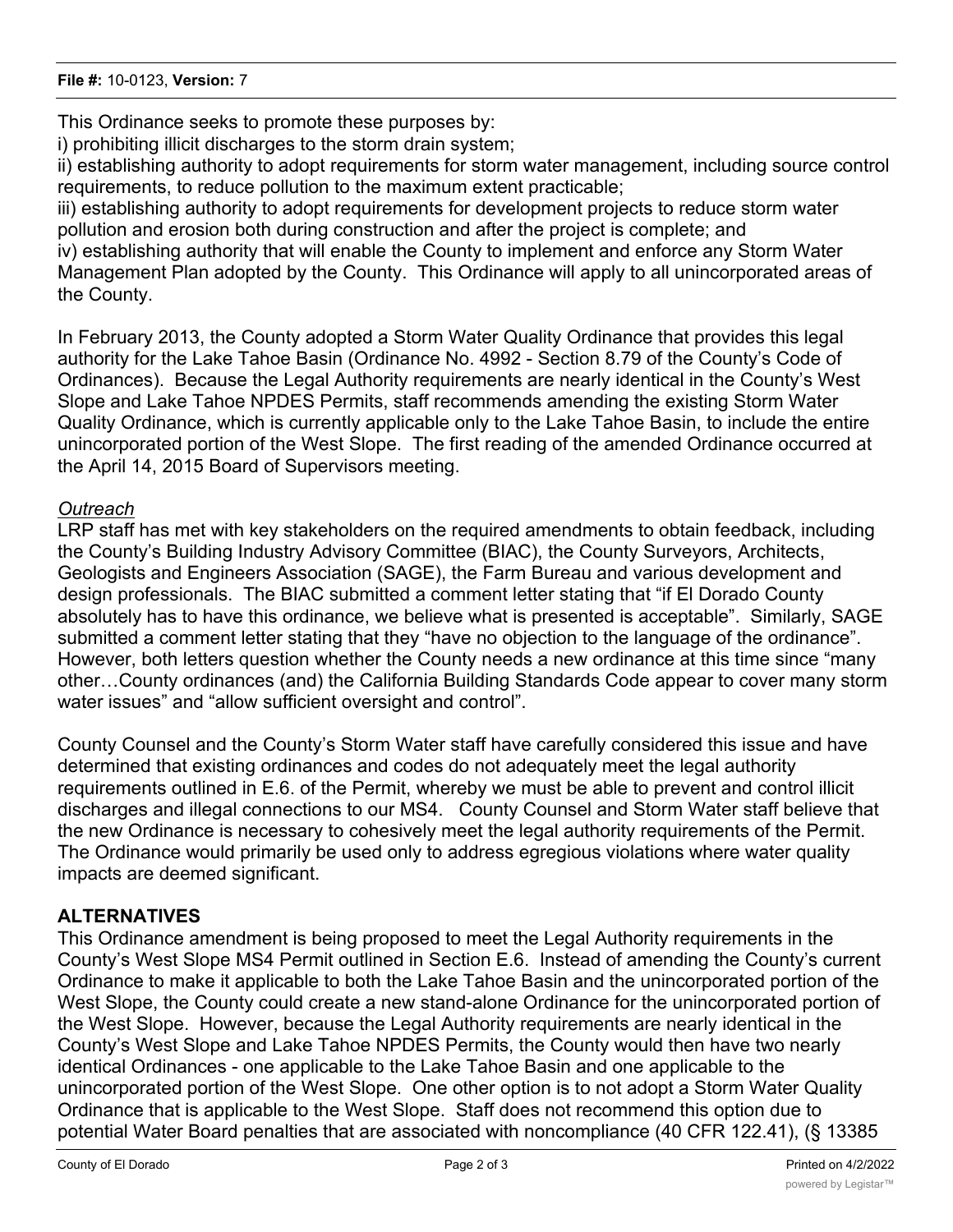This Ordinance seeks to promote these purposes by:

i) prohibiting illicit discharges to the storm drain system;

ii) establishing authority to adopt requirements for storm water management, including source control requirements, to reduce pollution to the maximum extent practicable;

iii) establishing authority to adopt requirements for development projects to reduce storm water pollution and erosion both during construction and after the project is complete; and

iv) establishing authority that will enable the County to implement and enforce any Storm Water Management Plan adopted by the County. This Ordinance will apply to all unincorporated areas of the County.

In February 2013, the County adopted a Storm Water Quality Ordinance that provides this legal authority for the Lake Tahoe Basin (Ordinance No. 4992 - Section 8.79 of the County's Code of Ordinances). Because the Legal Authority requirements are nearly identical in the County's West Slope and Lake Tahoe NPDES Permits, staff recommends amending the existing Storm Water Quality Ordinance, which is currently applicable only to the Lake Tahoe Basin, to include the entire unincorporated portion of the West Slope. The first reading of the amended Ordinance occurred at the April 14, 2015 Board of Supervisors meeting.

*Outreach*

LRP staff has met with key stakeholders on the required amendments to obtain feedback, including the County's Building Industry Advisory Committee (BIAC), the County Surveyors, Architects, Geologists and Engineers Association (SAGE), the Farm Bureau and various development and design professionals. The BIAC submitted a comment letter stating that "if El Dorado County absolutely has to have this ordinance, we believe what is presented is acceptable". Similarly, SAGE submitted a comment letter stating that they "have no objection to the language of the ordinance". However, both letters question whether the County needs a new ordinance at this time since "many other…County ordinances (and) the California Building Standards Code appear to cover many storm water issues" and "allow sufficient oversight and control".

County Counsel and the County's Storm Water staff have carefully considered this issue and have determined that existing ordinances and codes do not adequately meet the legal authority requirements outlined in E.6. of the Permit, whereby we must be able to prevent and control illicit discharges and illegal connections to our MS4. County Counsel and Storm Water staff believe that the new Ordinance is necessary to cohesively meet the legal authority requirements of the Permit. The Ordinance would primarily be used only to address egregious violations where water quality impacts are deemed significant.

## ALTERNATIVES

This Ordinance amendment is being proposed to meet the Legal Authority requirements in the County's West Slope MS4 Permit outlined in Section E.6. Instead of amending the County's current Ordinance to make it applicable to both the Lake Tahoe Basin and the unincorporated portion of the West Slope, the County could create a new stand-alone Ordinance for the unincorporated portion of the West Slope. However, because the Legal Authority requirements are nearly identical in the County's West Slope and Lake Tahoe NPDES Permits, the County would then have two nearly identical Ordinances - one applicable to the Lake Tahoe Basin and one applicable to the unincorporated portion of the West Slope. One other option is to not adopt a Storm Water Quality Ordinance that is applicable to the West Slope. Staff does not recommend this option due to potential Water Board penalties that are associated with noncompliance (40 CFR 122.41), (§ 13385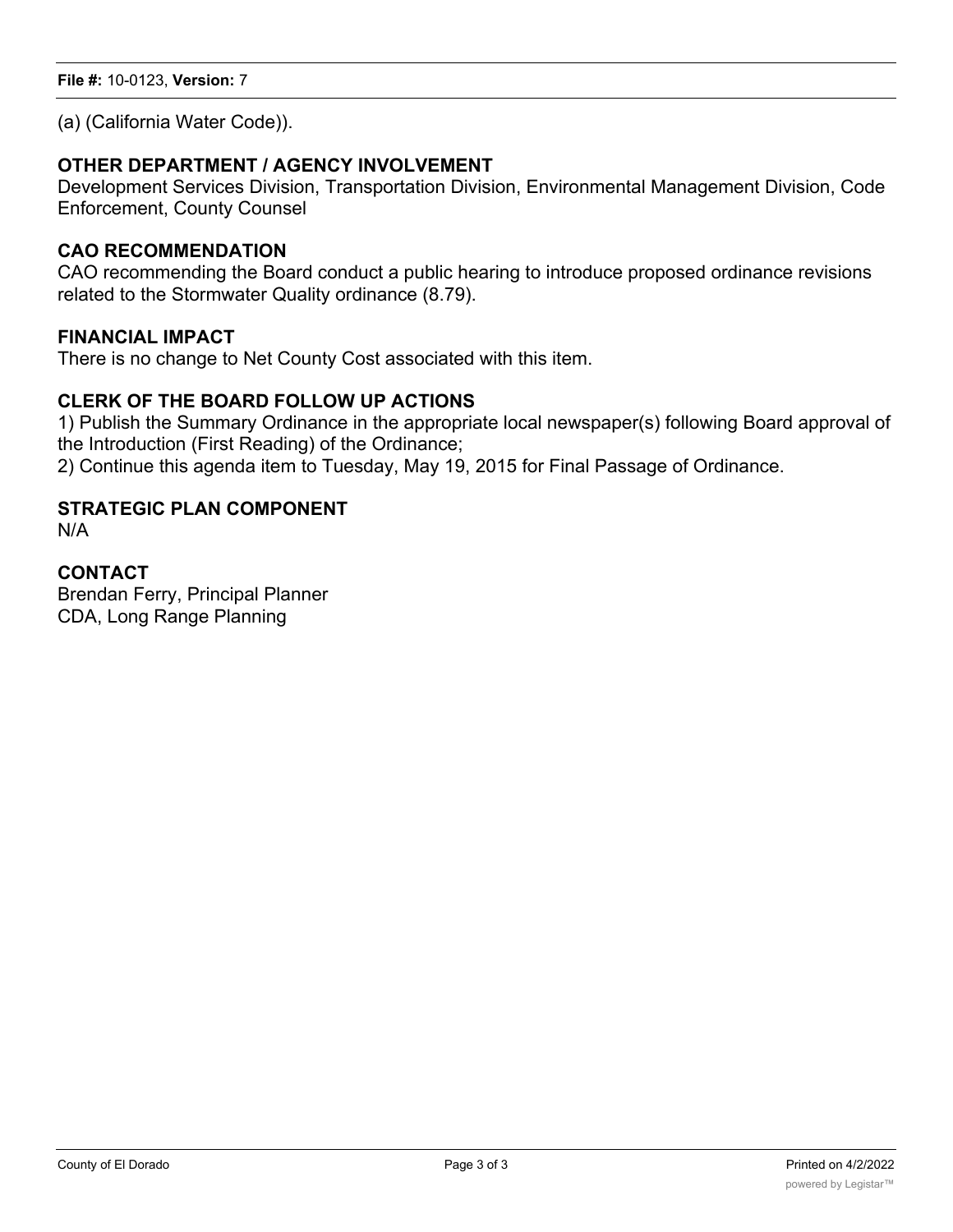(a) (California Water Code)).

**OTHER DEPARTMENT / AGENCY INVOLVEMENT**
Development Services Division, Transportation Division, Environmental Management Division, Code Enforcement, County Counsel

**CAO RECOMMENDATION**
CAO recommending the Board conduct a public hearing to introduce proposed ordinance revisions related to the Stormwater Quality ordinance (8.79).

**FINANCIAL IMPACT**
There is no change to Net County Cost associated with this item.

**CLERK OF THE BOARD FOLLOW UP ACTIONS**
1) Publish the Summary Ordinance in the appropriate local newspaper(s) following Board approval of the Introduction (First Reading) of the Ordinance;
2) Continue this agenda item to Tuesday, May 19, 2015 for Final Passage of Ordinance.

**STRATEGIC PLAN COMPONENT**
N/A

**CONTACT**
Brendan Ferry, Principal Planner
CDA, Long Range Planning